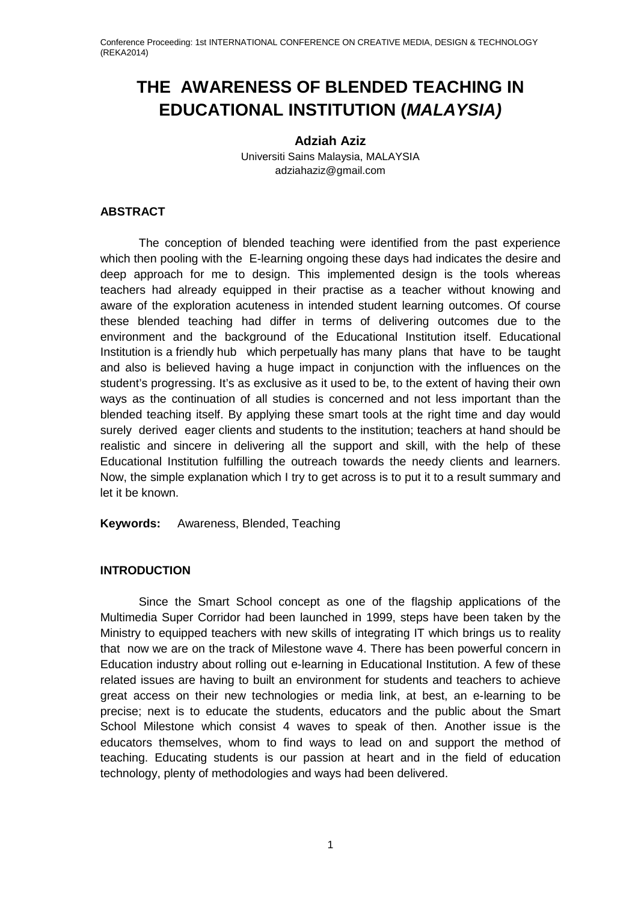# THE AWARENESS OF BLENDED TEACHING IN EDUCATIONAL INSTITUTION (*MALAYSIA)*

**Adziah Aziz**

Universiti Sains Malaysia, MALAYSIA

adziahaziz@gmail.com

## ABSTRACT

The conception of blended teaching were identified from the past experience which then pooling with the E-learning ongoing these days had indicates the desire and deep approach for me to design. This implemented design is the tools whereas teachers had already equipped in their practise as a teacher without knowing and aware of the exploration acuteness in intended student learning outcomes. Of course these blended teaching had differ in terms of delivering outcomes due to the environment and the background of the Educational Institution itself. Educational Institution is a friendly hub which perpetually has many plans that have to be taught and also is believed having a huge impact in conjunction with the influences on the student's progressing. It's as exclusive as it used to be, to the extent of having their own ways as the continuation of all studies is concerned and not less important than the blended teaching itself. By applying these smart tools at the right time and day would surely derived eager clients and students to the institution; teachers at hand should be realistic and sincere in delivering all the support and skill, with the help of these Educational Institution fulfilling the outreach towards the needy clients and learners. Now, the simple explanation which I try to get across is to put it to a result summary and let it be known.

**Keywords:** Awareness, Blended, Teaching

## INTRODUCTION

Since the Smart School concept as one of the flagship applications of the Multimedia Super Corridor had been launched in 1999, steps have been taken by the Ministry to equipped teachers with new skills of integrating IT which brings us to reality that now we are on the track of Milestone wave 4. There has been powerful concern in Education industry about rolling out e-learning in Educational Institution. A few of these related issues are having to built an environment for students and teachers to achieve great access on their new technologies or media link, at best, an e-learning to be precise; next is to educate the students, educators and the public about the Smart School Milestone which consist 4 waves to speak of then. Another issue is the educators themselves, whom to find ways to lead on and support the method of teaching. Educating students is our passion at heart and in the field of education technology, plenty of methodologies and ways had been delivered.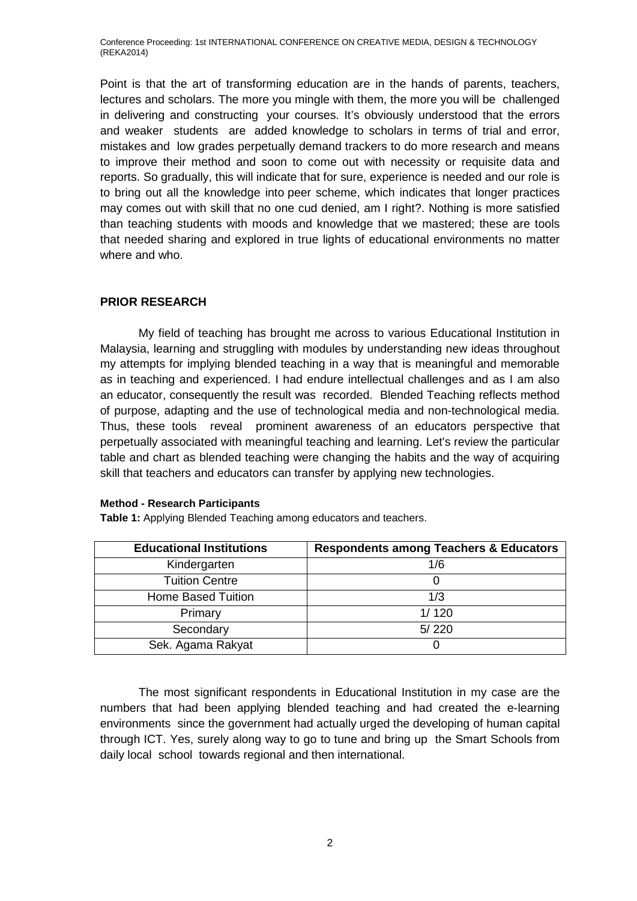Point is that the art of transforming education are in the hands of parents, teachers, lectures and scholars. The more you mingle with them, the more you will be challenged in delivering and constructing your courses. It's obviously understood that the errors and weaker students are added knowledge to scholars in terms of trial and error, mistakes and low grades perpetually demand trackers to do more research and means to improve their method and soon to come out with necessity or requisite data and reports. So gradually, this will indicate that for sure, experience is needed and our role is to bring out all the knowledge into peer scheme, which indicates that longer practices may comes out with skill that no one cud denied, am I right?. Nothing is more satisfied than teaching students with moods and knowledge that we mastered; these are tools that needed sharing and explored in true lights of educational environments no matter where and who.

## PRIOR RESEARCH

My field of teaching has brought me across to various Educational Institution in Malaysia, learning and struggling with modules by understanding new ideas throughout my attempts for implying blended teaching in a way that is meaningful and memorable as in teaching and experienced. I had endure intellectual challenges and as I am also an educator, consequently the result was recorded. Blended Teaching reflects method of purpose, adapting and the use of technological media and non-technological media. Thus, these tools reveal prominent awareness of an educators perspective that perpetually associated with meaningful teaching and learning. Let's review the particular table and chart as blended teaching were changing the habits and the way of acquiring skill that teachers and educators can transfer by applying new technologies.

#### Method - Research Participants

**Table 1:** Applying Blended Teaching among educators and teachers.

| Educational Institutions | Respondents among Teachers & Educators |
|---|---|
| Kindergarten | 1/6 |
| Tuition Centre | 0 |
| Home Based Tuition | 1/3 |
| Primary | 1/ 120 |
| Secondary | 5/ 220 |
| Sek. Agama Rakyat | 0 |

The most significant respondents in Educational Institution in my case are the numbers that had been applying blended teaching and had created the e-learning environments since the government had actually urged the developing of human capital through ICT. Yes, surely along way to go to tune and bring up the Smart Schools from daily local school towards regional and then international.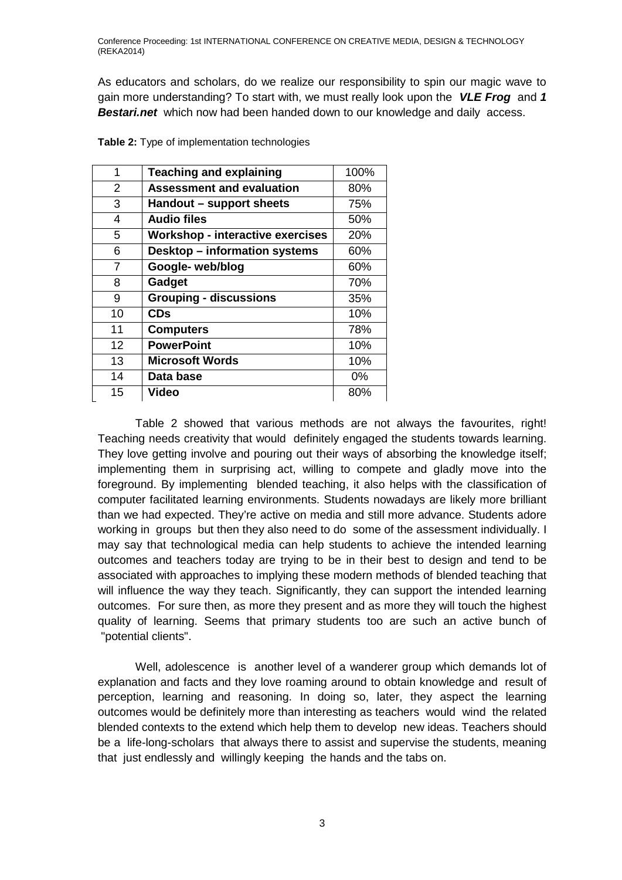As educators and scholars, do we realize our responsibility to spin our magic wave to gain more understanding? To start with, we must really look upon the ***VLE Frog*** and ***1 Bestari.net*** which now had been handed down to our knowledge and daily access.

**Table 2:** Type of implementation technologies

| | | |
|---|---|---|
| 1 | **Teaching and explaining** | 100% |
| 2 | **Assessment and evaluation** | 80% |
| 3 | **Handout – support sheets** | 75% |
| 4 | **Audio files** | 50% |
| 5 | **Workshop - interactive exercises** | 20% |
| 6 | **Desktop – information systems** | 60% |
| 7 | **Google- web/blog** | 60% |
| 8 | **Gadget** | 70% |
| 9 | **Grouping - discussions** | 35% |
| 10 | **CDs** | 10% |
| 11 | **Computers** | 78% |
| 12 | **PowerPoint** | 10% |
| 13 | **Microsoft Words** | 10% |
| 14 | **Data base** | 0% |
| 15 | **Video** | 80% |

Table 2 showed that various methods are not always the favourites, right! Teaching needs creativity that would definitely engaged the students towards learning. They love getting involve and pouring out their ways of absorbing the knowledge itself; implementing them in surprising act, willing to compete and gladly move into the foreground. By implementing blended teaching, it also helps with the classification of computer facilitated learning environments. Students nowadays are likely more brilliant than we had expected. They're active on media and still more advance. Students adore working in groups but then they also need to do some of the assessment individually. I may say that technological media can help students to achieve the intended learning outcomes and teachers today are trying to be in their best to design and tend to be associated with approaches to implying these modern methods of blended teaching that will influence the way they teach. Significantly, they can support the intended learning outcomes. For sure then, as more they present and as more they will touch the highest quality of learning. Seems that primary students too are such an active bunch of "potential clients".

Well, adolescence is another level of a wanderer group which demands lot of explanation and facts and they love roaming around to obtain knowledge and result of perception, learning and reasoning. In doing so, later, they aspect the learning outcomes would be definitely more than interesting as teachers would wind the related blended contexts to the extend which help them to develop new ideas. Teachers should be a life-long-scholars that always there to assist and supervise the students, meaning that just endlessly and willingly keeping the hands and the tabs on.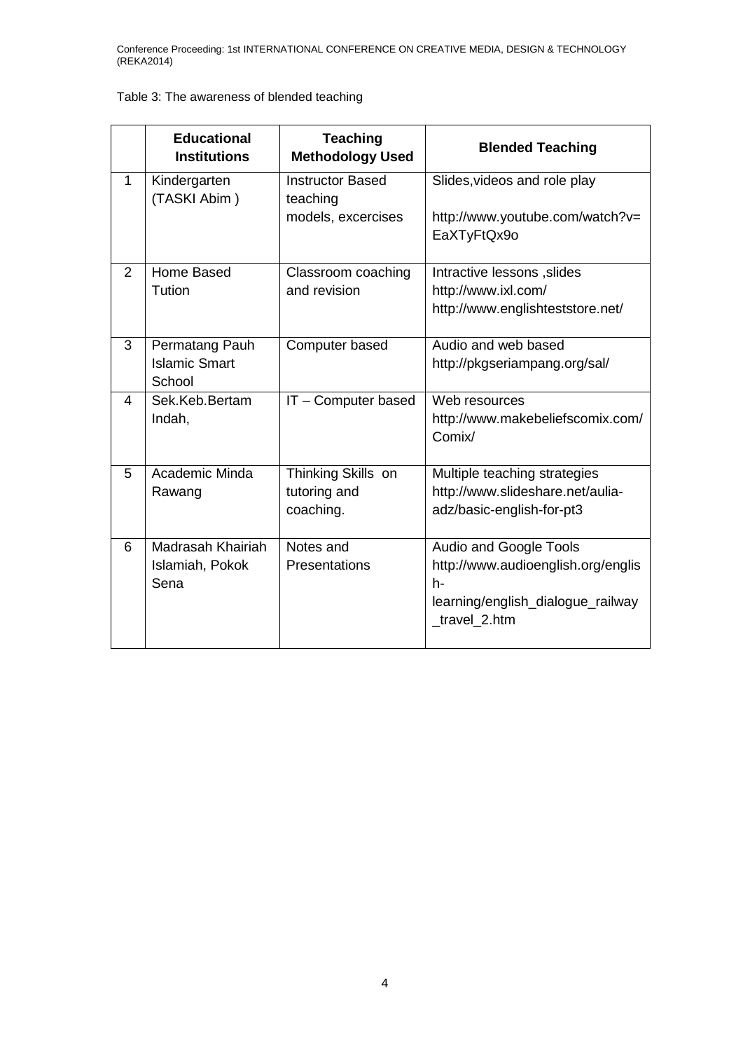Table 3: The awareness of blended teaching

|  | Educational Institutions | Teaching Methodology Used | Blended Teaching |
|---|---|---|---|
| 1 | Kindergarten (TASKI Abim ) | Instructor Based teaching models, excercises | Slides,videos and role play http://www.youtube.com/watch?v=EaXTyFtQx9o |
| 2 | Home Based Tution | Classroom coaching and revision | Intractive lessons ,slides http://www.ixl.com/ http://www.englishteststore.net/ |
| 3 | Permatang Pauh Islamic Smart School | Computer based | Audio and web based http://pkgseriampang.org/sal/ |
| 4 | Sek.Keb.Bertam Indah, | IT – Computer based | Web resources http://www.makebeliefscomix.com/Comix/ |
| 5 | Academic Minda Rawang | Thinking Skills on tutoring and coaching. | Multiple teaching strategies http://www.slideshare.net/aulia-adz/basic-english-for-pt3 |
| 6 | Madrasah Khairiah Islamiah, Pokok Sena | Notes and Presentations | Audio and Google Tools http://www.audioenglish.org/english-learning/english_dialogue_railway_travel_2.htm |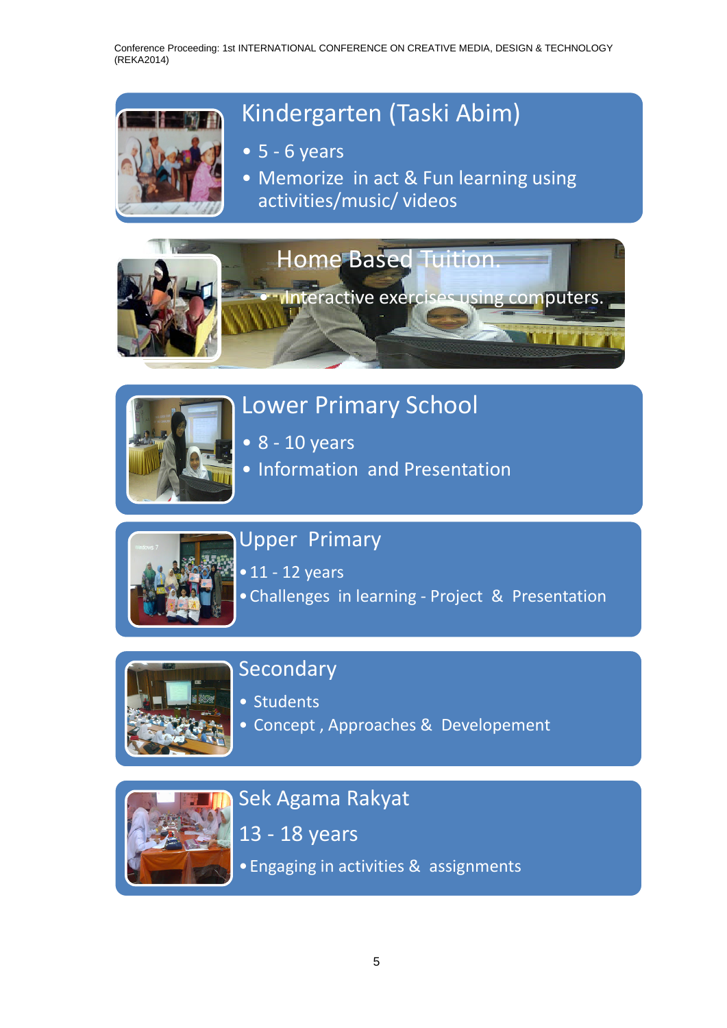## Kindergarten (Taski Abim)

- 5 - 6 years
- Memorize in act & Fun learning using activities/music/ videos

## Home Based Tuition.

- Interactive exercises using computers.

## Lower Primary School

- 8 - 10 years
- Information and Presentation

## Upper Primary

- 11 - 12 years
- Challenges in learning - Project & Presentation

## Secondary

- Students
- Concept , Approaches & Developement

## Sek Agama Rakyat

13 - 18 years

- Engaging in activities & assignments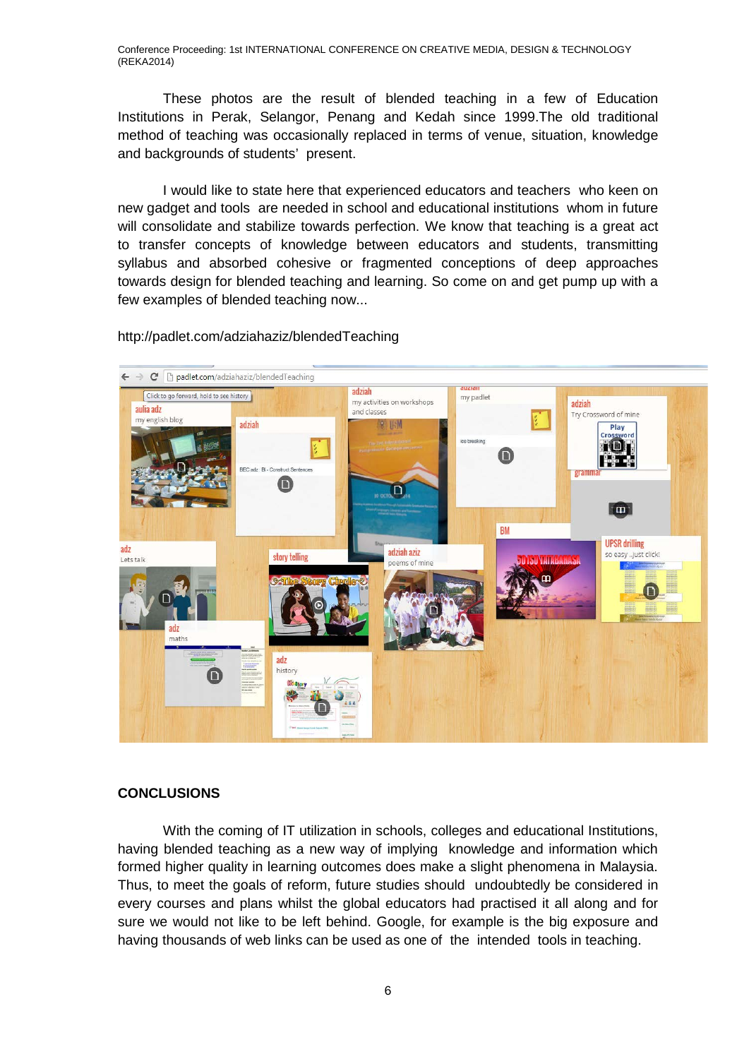These photos are the result of blended teaching in a few of Education Institutions in Perak, Selangor, Penang and Kedah since 1999.The old traditional method of teaching was occasionally replaced in terms of venue, situation, knowledge and backgrounds of students' present.

I would like to state here that experienced educators and teachers who keen on new gadget and tools are needed in school and educational institutions whom in future will consolidate and stabilize towards perfection. We know that teaching is a great act to transfer concepts of knowledge between educators and students, transmitting syllabus and absorbed cohesive or fragmented conceptions of deep approaches towards design for blended teaching and learning. So come on and get pump up with a few examples of blended teaching now...

http://padlet.com/adziahaziz/blendedTeaching

## CONCLUSIONS

With the coming of IT utilization in schools, colleges and educational Institutions, having blended teaching as a new way of implying knowledge and information which formed higher quality in learning outcomes does make a slight phenomena in Malaysia. Thus, to meet the goals of reform, future studies should undoubtedly be considered in every courses and plans whilst the global educators had practised it all along and for sure we would not like to be left behind. Google, for example is the big exposure and having thousands of web links can be used as one of the intended tools in teaching.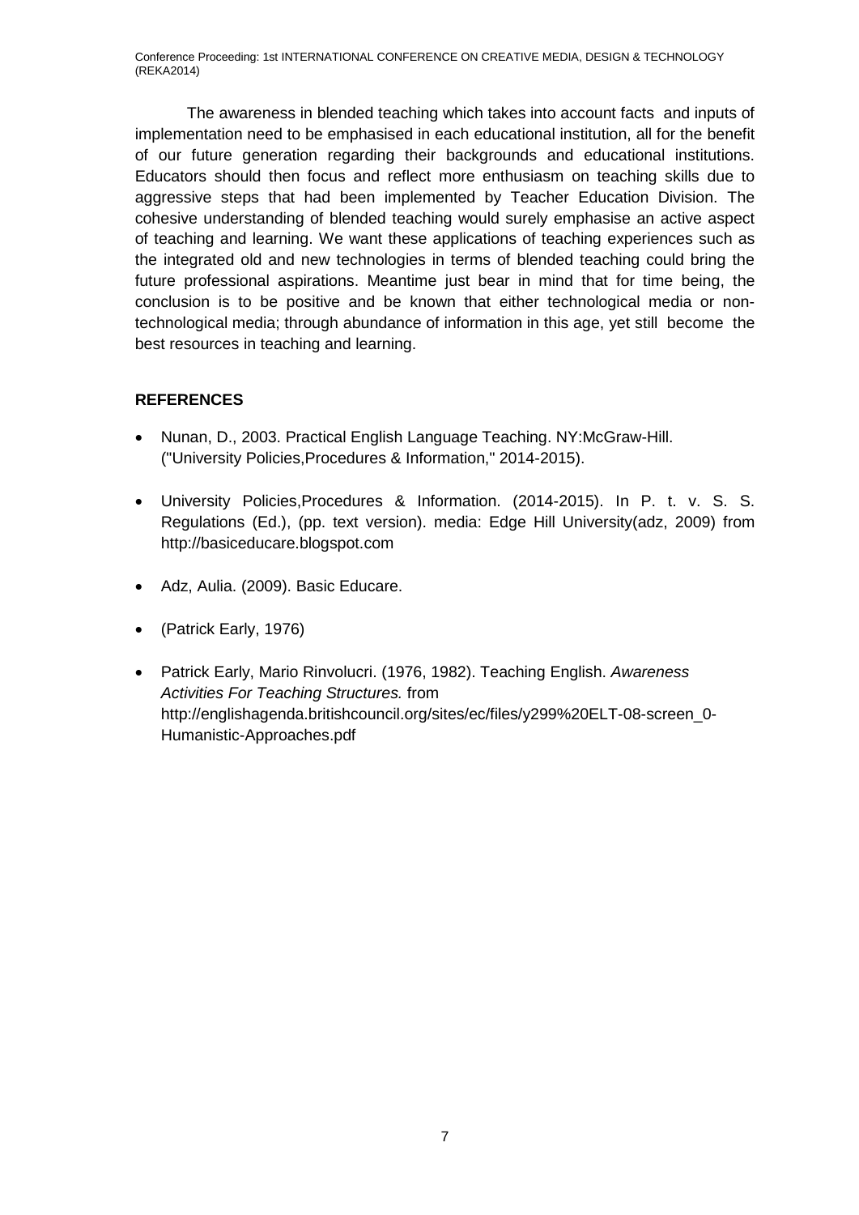The awareness in blended teaching which takes into account facts and inputs of implementation need to be emphasised in each educational institution, all for the benefit of our future generation regarding their backgrounds and educational institutions. Educators should then focus and reflect more enthusiasm on teaching skills due to aggressive steps that had been implemented by Teacher Education Division. The cohesive understanding of blended teaching would surely emphasise an active aspect of teaching and learning. We want these applications of teaching experiences such as the integrated old and new technologies in terms of blended teaching could bring the future professional aspirations. Meantime just bear in mind that for time being, the conclusion is to be positive and be known that either technological media or non-technological media; through abundance of information in this age, yet still become the best resources in teaching and learning.

## REFERENCES

- Nunan, D., 2003. Practical English Language Teaching. NY:McGraw-Hill. ("University Policies,Procedures & Information," 2014-2015).
- University Policies,Procedures & Information. (2014-2015). In P. t. v. S. S. Regulations (Ed.), (pp. text version). media: Edge Hill University(adz, 2009) from http://basiceducare.blogspot.com
- Adz, Aulia. (2009). Basic Educare.
- (Patrick Early, 1976)
- Patrick Early, Mario Rinvolucri. (1976, 1982). Teaching English. *Awareness Activities For Teaching Structures.* from http://englishagenda.britishcouncil.org/sites/ec/files/y299%20ELT-08-screen_0-Humanistic-Approaches.pdf